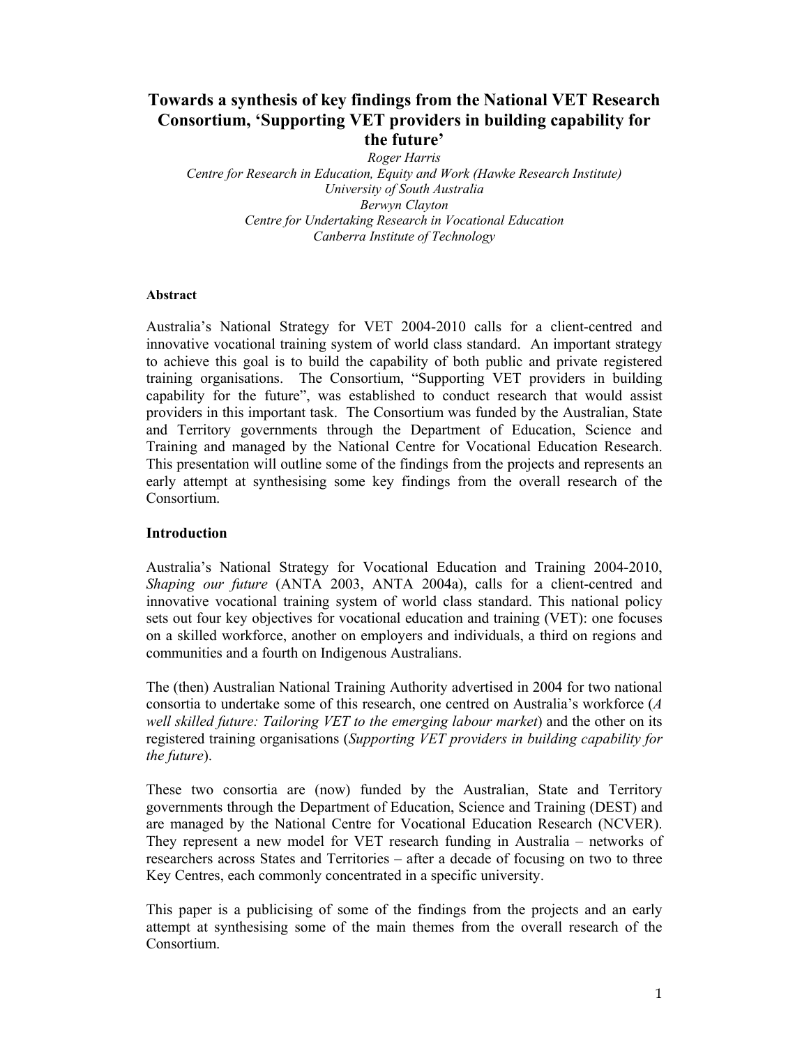# Towards a synthesis of key findings from the National VET Research Consortium, 'Supporting VET providers in building capability for the future'

*Roger Harris*
*Centre for Research in Education, Equity and Work (Hawke Research Institute)*
*University of South Australia*
*Berwyn Clayton*
*Centre for Undertaking Research in Vocational Education*
*Canberra Institute of Technology*

**Abstract**

Australia's National Strategy for VET 2004-2010 calls for a client-centred and innovative vocational training system of world class standard. An important strategy to achieve this goal is to build the capability of both public and private registered training organisations. The Consortium, "Supporting VET providers in building capability for the future", was established to conduct research that would assist providers in this important task. The Consortium was funded by the Australian, State and Territory governments through the Department of Education, Science and Training and managed by the National Centre for Vocational Education Research. This presentation will outline some of the findings from the projects and represents an early attempt at synthesising some key findings from the overall research of the Consortium.

## Introduction

Australia's National Strategy for Vocational Education and Training 2004-2010, *Shaping our future* (ANTA 2003, ANTA 2004a), calls for a client-centred and innovative vocational training system of world class standard. This national policy sets out four key objectives for vocational education and training (VET): one focuses on a skilled workforce, another on employers and individuals, a third on regions and communities and a fourth on Indigenous Australians.

The (then) Australian National Training Authority advertised in 2004 for two national consortia to undertake some of this research, one centred on Australia's workforce (*A well skilled future: Tailoring VET to the emerging labour market*) and the other on its registered training organisations (*Supporting VET providers in building capability for the future*).

These two consortia are (now) funded by the Australian, State and Territory governments through the Department of Education, Science and Training (DEST) and are managed by the National Centre for Vocational Education Research (NCVER). They represent a new model for VET research funding in Australia – networks of researchers across States and Territories – after a decade of focusing on two to three Key Centres, each commonly concentrated in a specific university.

This paper is a publicising of some of the findings from the projects and an early attempt at synthesising some of the main themes from the overall research of the Consortium.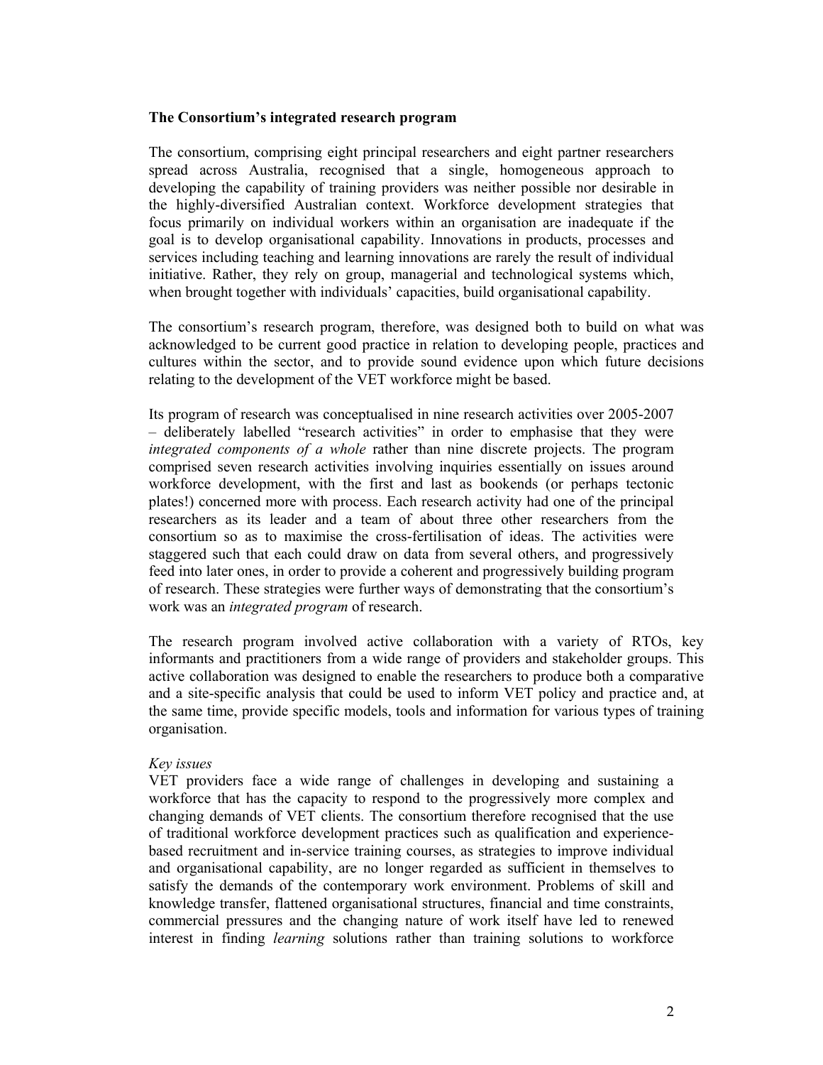**The Consortium's integrated research program**

The consortium, comprising eight principal researchers and eight partner researchers spread across Australia, recognised that a single, homogeneous approach to developing the capability of training providers was neither possible nor desirable in the highly-diversified Australian context. Workforce development strategies that focus primarily on individual workers within an organisation are inadequate if the goal is to develop organisational capability. Innovations in products, processes and services including teaching and learning innovations are rarely the result of individual initiative. Rather, they rely on group, managerial and technological systems which, when brought together with individuals' capacities, build organisational capability.

The consortium's research program, therefore, was designed both to build on what was acknowledged to be current good practice in relation to developing people, practices and cultures within the sector, and to provide sound evidence upon which future decisions relating to the development of the VET workforce might be based.

Its program of research was conceptualised in nine research activities over 2005-2007 – deliberately labelled "research activities" in order to emphasise that they were *integrated components of a whole* rather than nine discrete projects. The program comprised seven research activities involving inquiries essentially on issues around workforce development, with the first and last as bookends (or perhaps tectonic plates!) concerned more with process. Each research activity had one of the principal researchers as its leader and a team of about three other researchers from the consortium so as to maximise the cross-fertilisation of ideas. The activities were staggered such that each could draw on data from several others, and progressively feed into later ones, in order to provide a coherent and progressively building program of research. These strategies were further ways of demonstrating that the consortium's work was an *integrated program* of research.

The research program involved active collaboration with a variety of RTOs, key informants and practitioners from a wide range of providers and stakeholder groups. This active collaboration was designed to enable the researchers to produce both a comparative and a site-specific analysis that could be used to inform VET policy and practice and, at the same time, provide specific models, tools and information for various types of training organisation.

*Key issues*

VET providers face a wide range of challenges in developing and sustaining a workforce that has the capacity to respond to the progressively more complex and changing demands of VET clients. The consortium therefore recognised that the use of traditional workforce development practices such as qualification and experience-based recruitment and in-service training courses, as strategies to improve individual and organisational capability, are no longer regarded as sufficient in themselves to satisfy the demands of the contemporary work environment. Problems of skill and knowledge transfer, flattened organisational structures, financial and time constraints, commercial pressures and the changing nature of work itself have led to renewed interest in finding *learning* solutions rather than training solutions to workforce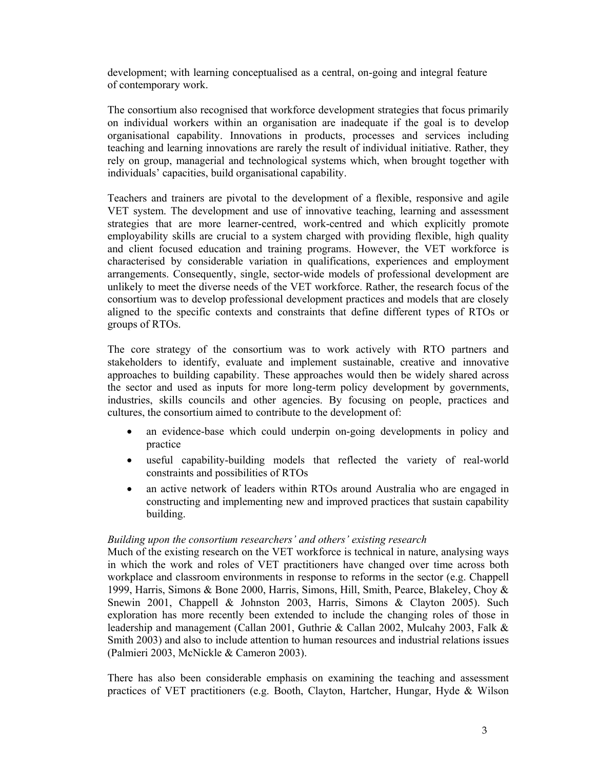development; with learning conceptualised as a central, on-going and integral feature of contemporary work.

The consortium also recognised that workforce development strategies that focus primarily on individual workers within an organisation are inadequate if the goal is to develop organisational capability. Innovations in products, processes and services including teaching and learning innovations are rarely the result of individual initiative. Rather, they rely on group, managerial and technological systems which, when brought together with individuals' capacities, build organisational capability.

Teachers and trainers are pivotal to the development of a flexible, responsive and agile VET system. The development and use of innovative teaching, learning and assessment strategies that are more learner-centred, work-centred and which explicitly promote employability skills are crucial to a system charged with providing flexible, high quality and client focused education and training programs. However, the VET workforce is characterised by considerable variation in qualifications, experiences and employment arrangements. Consequently, single, sector-wide models of professional development are unlikely to meet the diverse needs of the VET workforce. Rather, the research focus of the consortium was to develop professional development practices and models that are closely aligned to the specific contexts and constraints that define different types of RTOs or groups of RTOs.

The core strategy of the consortium was to work actively with RTO partners and stakeholders to identify, evaluate and implement sustainable, creative and innovative approaches to building capability. These approaches would then be widely shared across the sector and used as inputs for more long-term policy development by governments, industries, skills councils and other agencies. By focusing on people, practices and cultures, the consortium aimed to contribute to the development of:

- an evidence-base which could underpin on-going developments in policy and practice
- useful capability-building models that reflected the variety of real-world constraints and possibilities of RTOs
- an active network of leaders within RTOs around Australia who are engaged in constructing and implementing new and improved practices that sustain capability building.

*Building upon the consortium researchers' and others' existing research*

Much of the existing research on the VET workforce is technical in nature, analysing ways in which the work and roles of VET practitioners have changed over time across both workplace and classroom environments in response to reforms in the sector (e.g. Chappell 1999, Harris, Simons & Bone 2000, Harris, Simons, Hill, Smith, Pearce, Blakeley, Choy & Snewin 2001, Chappell & Johnston 2003, Harris, Simons & Clayton 2005). Such exploration has more recently been extended to include the changing roles of those in leadership and management (Callan 2001, Guthrie & Callan 2002, Mulcahy 2003, Falk & Smith 2003) and also to include attention to human resources and industrial relations issues (Palmieri 2003, McNickle & Cameron 2003).

There has also been considerable emphasis on examining the teaching and assessment practices of VET practitioners (e.g. Booth, Clayton, Hartcher, Hungar, Hyde & Wilson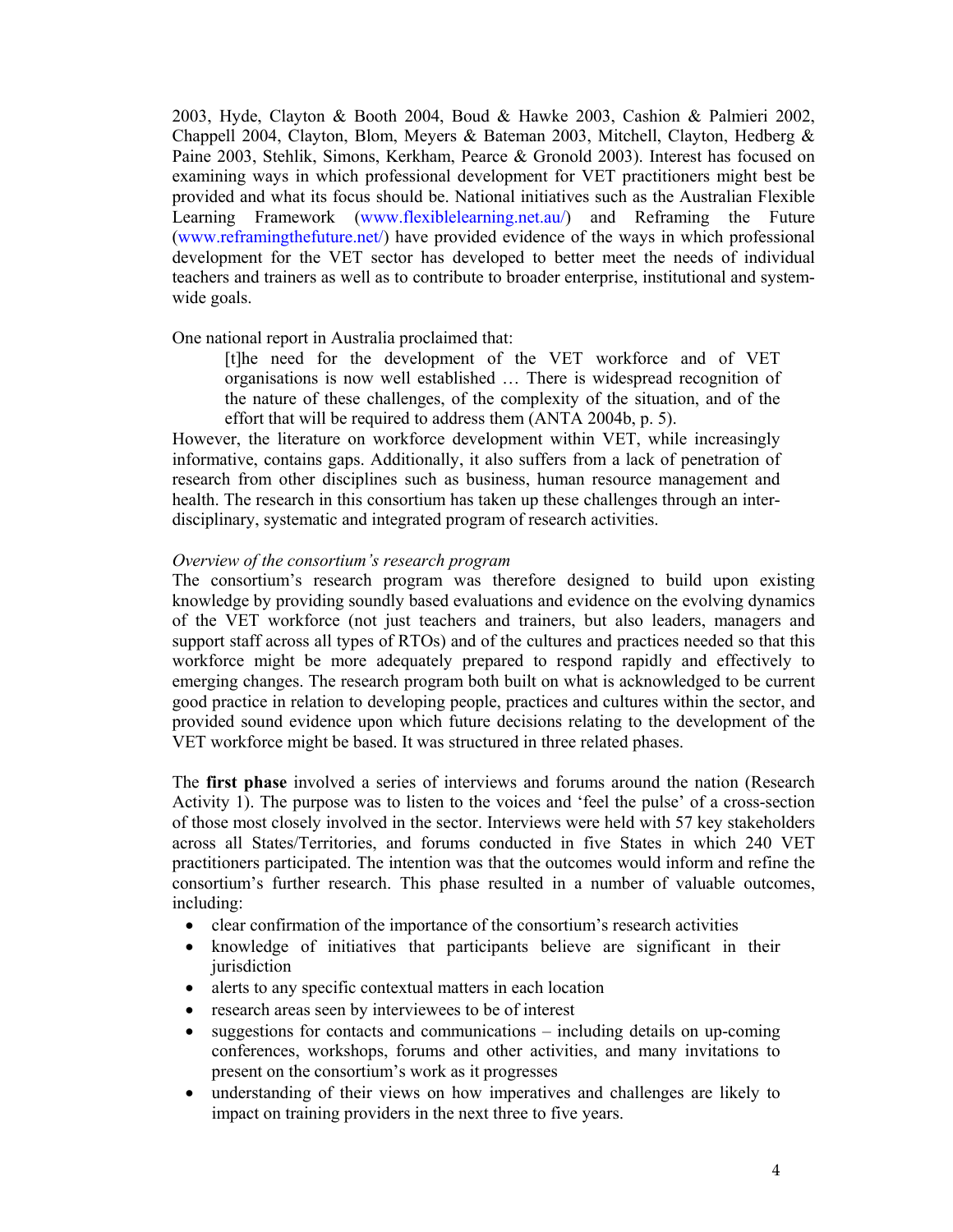2003, Hyde, Clayton & Booth 2004, Boud & Hawke 2003, Cashion & Palmieri 2002, Chappell 2004, Clayton, Blom, Meyers & Bateman 2003, Mitchell, Clayton, Hedberg & Paine 2003, Stehlik, Simons, Kerkham, Pearce & Gronold 2003). Interest has focused on examining ways in which professional development for VET practitioners might best be provided and what its focus should be. National initiatives such as the Australian Flexible Learning Framework (www.flexiblelearning.net.au/) and Reframing the Future (www.reframingthefuture.net/) have provided evidence of the ways in which professional development for the VET sector has developed to better meet the needs of individual teachers and trainers as well as to contribute to broader enterprise, institutional and system-wide goals.

One national report in Australia proclaimed that:

> [t]he need for the development of the VET workforce and of VET organisations is now well established … There is widespread recognition of the nature of these challenges, of the complexity of the situation, and of the effort that will be required to address them (ANTA 2004b, p. 5).

However, the literature on workforce development within VET, while increasingly informative, contains gaps. Additionally, it also suffers from a lack of penetration of research from other disciplines such as business, human resource management and health. The research in this consortium has taken up these challenges through an inter-disciplinary, systematic and integrated program of research activities.

*Overview of the consortium's research program*

The consortium's research program was therefore designed to build upon existing knowledge by providing soundly based evaluations and evidence on the evolving dynamics of the VET workforce (not just teachers and trainers, but also leaders, managers and support staff across all types of RTOs) and of the cultures and practices needed so that this workforce might be more adequately prepared to respond rapidly and effectively to emerging changes. The research program both built on what is acknowledged to be current good practice in relation to developing people, practices and cultures within the sector, and provided sound evidence upon which future decisions relating to the development of the VET workforce might be based. It was structured in three related phases.

The **first phase** involved a series of interviews and forums around the nation (Research Activity 1). The purpose was to listen to the voices and 'feel the pulse' of a cross-section of those most closely involved in the sector. Interviews were held with 57 key stakeholders across all States/Territories, and forums conducted in five States in which 240 VET practitioners participated. The intention was that the outcomes would inform and refine the consortium's further research. This phase resulted in a number of valuable outcomes, including:

- clear confirmation of the importance of the consortium's research activities
- knowledge of initiatives that participants believe are significant in their jurisdiction
- alerts to any specific contextual matters in each location
- research areas seen by interviewees to be of interest
- suggestions for contacts and communications – including details on up-coming conferences, workshops, forums and other activities, and many invitations to present on the consortium's work as it progresses
- understanding of their views on how imperatives and challenges are likely to impact on training providers in the next three to five years.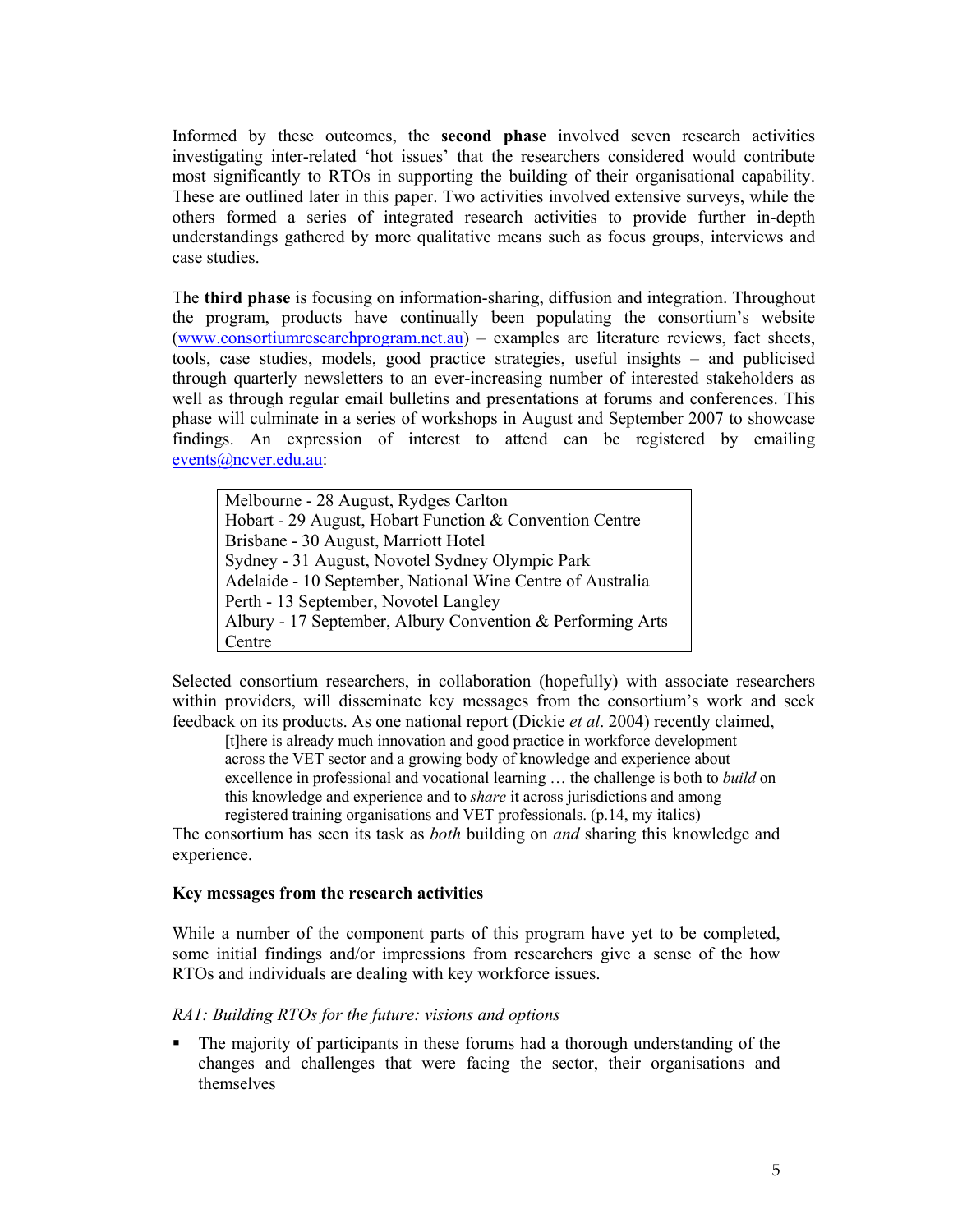Informed by these outcomes, the **second phase** involved seven research activities investigating inter-related 'hot issues' that the researchers considered would contribute most significantly to RTOs in supporting the building of their organisational capability. These are outlined later in this paper. Two activities involved extensive surveys, while the others formed a series of integrated research activities to provide further in-depth understandings gathered by more qualitative means such as focus groups, interviews and case studies.

The **third phase** is focusing on information-sharing, diffusion and integration. Throughout the program, products have continually been populating the consortium's website (www.consortiumresearchprogram.net.au) – examples are literature reviews, fact sheets, tools, case studies, models, good practice strategies, useful insights – and publicised through quarterly newsletters to an ever-increasing number of interested stakeholders as well as through regular email bulletins and presentations at forums and conferences. This phase will culminate in a series of workshops in August and September 2007 to showcase findings. An expression of interest to attend can be registered by emailing events@ncver.edu.au:

| |
|---|
| Melbourne - 28 August, Rydges Carlton |
| Hobart - 29 August, Hobart Function & Convention Centre |
| Brisbane - 30 August, Marriott Hotel |
| Sydney - 31 August, Novotel Sydney Olympic Park |
| Adelaide - 10 September, National Wine Centre of Australia |
| Perth - 13 September, Novotel Langley |
| Albury - 17 September, Albury Convention & Performing Arts Centre |

Selected consortium researchers, in collaboration (hopefully) with associate researchers within providers, will disseminate key messages from the consortium's work and seek feedback on its products. As one national report (Dickie *et al*. 2004) recently claimed,

> [t]here is already much innovation and good practice in workforce development across the VET sector and a growing body of knowledge and experience about excellence in professional and vocational learning … the challenge is both to *build* on this knowledge and experience and to *share* it across jurisdictions and among registered training organisations and VET professionals. (p.14, my italics)

The consortium has seen its task as *both* building on *and* sharing this knowledge and experience.

**Key messages from the research activities**

While a number of the component parts of this program have yet to be completed, some initial findings and/or impressions from researchers give a sense of the how RTOs and individuals are dealing with key workforce issues.

*RA1: Building RTOs for the future: visions and options*

- The majority of participants in these forums had a thorough understanding of the changes and challenges that were facing the sector, their organisations and themselves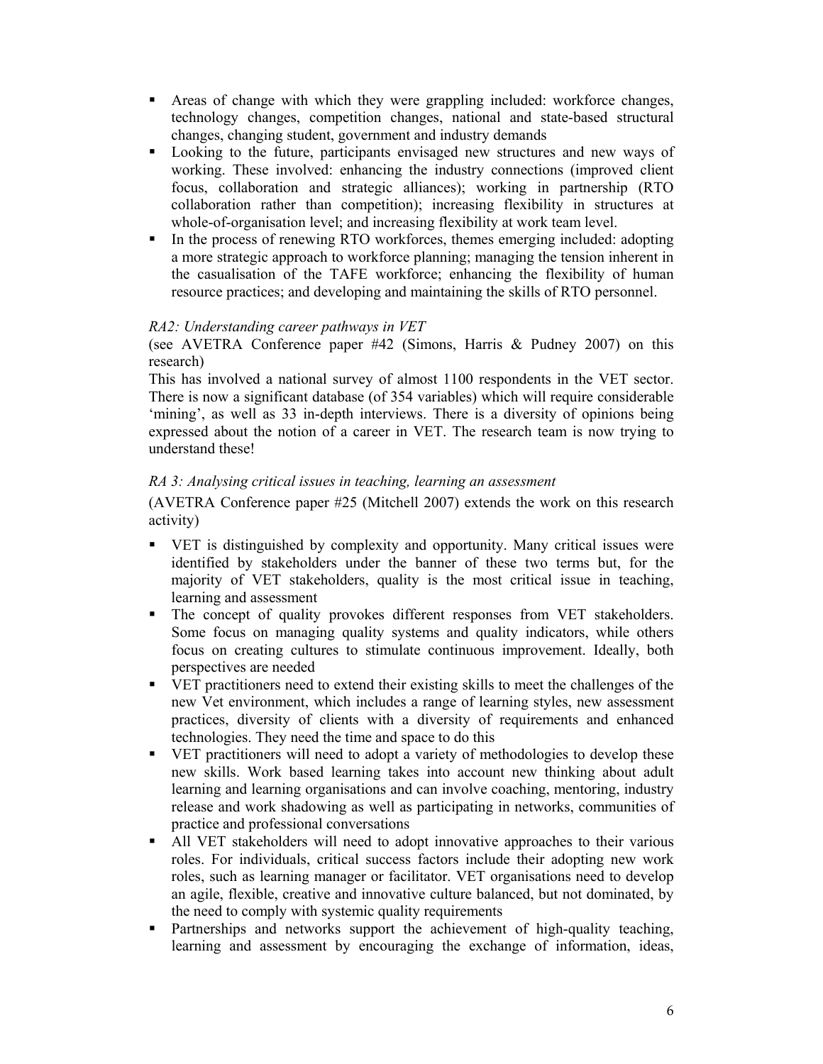- Areas of change with which they were grappling included: workforce changes, technology changes, competition changes, national and state-based structural changes, changing student, government and industry demands
- Looking to the future, participants envisaged new structures and new ways of working. These involved: enhancing the industry connections (improved client focus, collaboration and strategic alliances); working in partnership (RTO collaboration rather than competition); increasing flexibility in structures at whole-of-organisation level; and increasing flexibility at work team level.
- In the process of renewing RTO workforces, themes emerging included: adopting a more strategic approach to workforce planning; managing the tension inherent in the casualisation of the TAFE workforce; enhancing the flexibility of human resource practices; and developing and maintaining the skills of RTO personnel.

*RA2: Understanding career pathways in VET*

(see AVETRA Conference paper #42 (Simons, Harris & Pudney 2007) on this research)

This has involved a national survey of almost 1100 respondents in the VET sector. There is now a significant database (of 354 variables) which will require considerable 'mining', as well as 33 in-depth interviews. There is a diversity of opinions being expressed about the notion of a career in VET. The research team is now trying to understand these!

*RA 3: Analysing critical issues in teaching, learning an assessment*

(AVETRA Conference paper #25 (Mitchell 2007) extends the work on this research activity)

- VET is distinguished by complexity and opportunity. Many critical issues were identified by stakeholders under the banner of these two terms but, for the majority of VET stakeholders, quality is the most critical issue in teaching, learning and assessment
- The concept of quality provokes different responses from VET stakeholders. Some focus on managing quality systems and quality indicators, while others focus on creating cultures to stimulate continuous improvement. Ideally, both perspectives are needed
- VET practitioners need to extend their existing skills to meet the challenges of the new Vet environment, which includes a range of learning styles, new assessment practices, diversity of clients with a diversity of requirements and enhanced technologies. They need the time and space to do this
- VET practitioners will need to adopt a variety of methodologies to develop these new skills. Work based learning takes into account new thinking about adult learning and learning organisations and can involve coaching, mentoring, industry release and work shadowing as well as participating in networks, communities of practice and professional conversations
- All VET stakeholders will need to adopt innovative approaches to their various roles. For individuals, critical success factors include their adopting new work roles, such as learning manager or facilitator. VET organisations need to develop an agile, flexible, creative and innovative culture balanced, but not dominated, by the need to comply with systemic quality requirements
- Partnerships and networks support the achievement of high-quality teaching, learning and assessment by encouraging the exchange of information, ideas,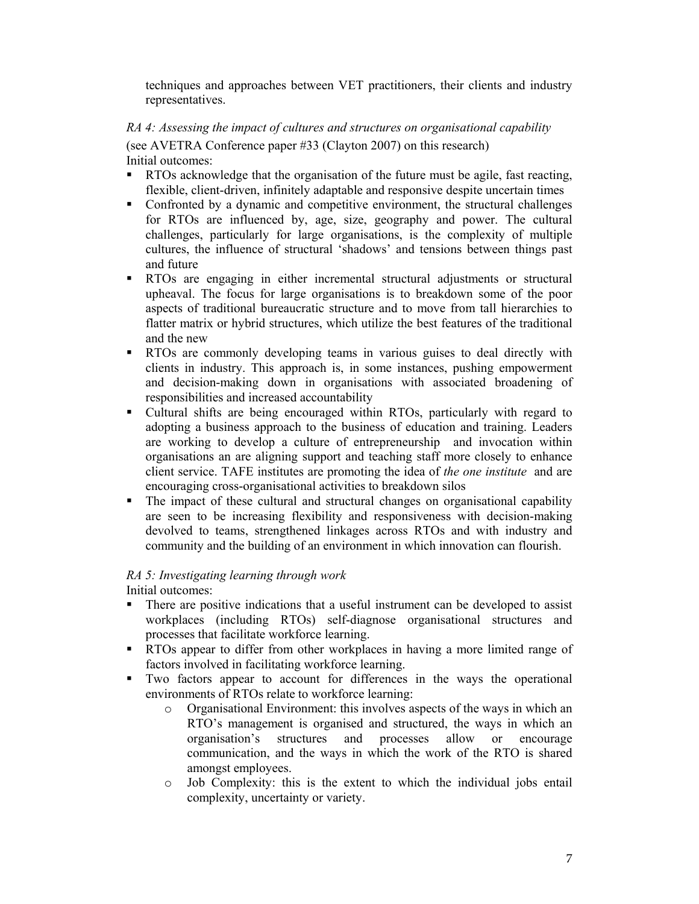techniques and approaches between VET practitioners, their clients and industry representatives.

*RA 4: Assessing the impact of cultures and structures on organisational capability*

(see AVETRA Conference paper #33 (Clayton 2007) on this research)
Initial outcomes:

- RTOs acknowledge that the organisation of the future must be agile, fast reacting, flexible, client-driven, infinitely adaptable and responsive despite uncertain times
- Confronted by a dynamic and competitive environment, the structural challenges for RTOs are influenced by, age, size, geography and power. The cultural challenges, particularly for large organisations, is the complexity of multiple cultures, the influence of structural 'shadows' and tensions between things past and future
- RTOs are engaging in either incremental structural adjustments or structural upheaval. The focus for large organisations is to breakdown some of the poor aspects of traditional bureaucratic structure and to move from tall hierarchies to flatter matrix or hybrid structures, which utilize the best features of the traditional and the new
- RTOs are commonly developing teams in various guises to deal directly with clients in industry. This approach is, in some instances, pushing empowerment and decision-making down in organisations with associated broadening of responsibilities and increased accountability
- Cultural shifts are being encouraged within RTOs, particularly with regard to adopting a business approach to the business of education and training. Leaders are working to develop a culture of entrepreneurship and invocation within organisations an are aligning support and teaching staff more closely to enhance client service. TAFE institutes are promoting the idea of *the one institute* and are encouraging cross-organisational activities to breakdown silos
- The impact of these cultural and structural changes on organisational capability are seen to be increasing flexibility and responsiveness with decision-making devolved to teams, strengthened linkages across RTOs and with industry and community and the building of an environment in which innovation can flourish.

*RA 5: Investigating learning through work*

Initial outcomes:

- There are positive indications that a useful instrument can be developed to assist workplaces (including RTOs) self-diagnose organisational structures and processes that facilitate workforce learning.
- RTOs appear to differ from other workplaces in having a more limited range of factors involved in facilitating workforce learning.
- Two factors appear to account for differences in the ways the operational environments of RTOs relate to workforce learning:
    - Organisational Environment: this involves aspects of the ways in which an RTO's management is organised and structured, the ways in which an organisation's structures and processes allow or encourage communication, and the ways in which the work of the RTO is shared amongst employees.
    - Job Complexity: this is the extent to which the individual jobs entail complexity, uncertainty or variety.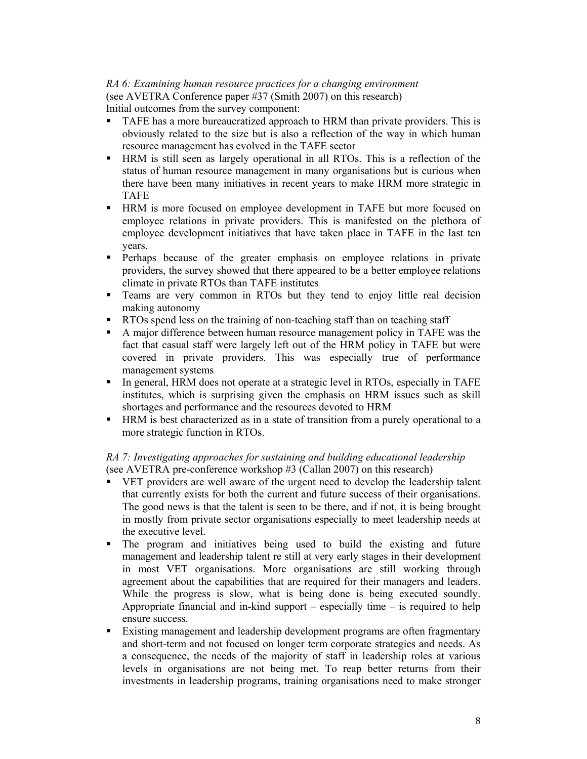*RA 6: Examining human resource practices for a changing environment*
(see AVETRA Conference paper #37 (Smith 2007) on this research)
Initial outcomes from the survey component:

- TAFE has a more bureaucratized approach to HRM than private providers. This is obviously related to the size but is also a reflection of the way in which human resource management has evolved in the TAFE sector
- HRM is still seen as largely operational in all RTOs. This is a reflection of the status of human resource management in many organisations but is curious when there have been many initiatives in recent years to make HRM more strategic in TAFE
- HRM is more focused on employee development in TAFE but more focused on employee relations in private providers. This is manifested on the plethora of employee development initiatives that have taken place in TAFE in the last ten years.
- Perhaps because of the greater emphasis on employee relations in private providers, the survey showed that there appeared to be a better employee relations climate in private RTOs than TAFE institutes
- Teams are very common in RTOs but they tend to enjoy little real decision making autonomy
- RTOs spend less on the training of non-teaching staff than on teaching staff
- A major difference between human resource management policy in TAFE was the fact that casual staff were largely left out of the HRM policy in TAFE but were covered in private providers. This was especially true of performance management systems
- In general, HRM does not operate at a strategic level in RTOs, especially in TAFE institutes, which is surprising given the emphasis on HRM issues such as skill shortages and performance and the resources devoted to HRM
- HRM is best characterized as in a state of transition from a purely operational to a more strategic function in RTOs.

*RA 7: Investigating approaches for sustaining and building educational leadership*
(see AVETRA pre-conference workshop #3 (Callan 2007) on this research)

- VET providers are well aware of the urgent need to develop the leadership talent that currently exists for both the current and future success of their organisations. The good news is that the talent is seen to be there, and if not, it is being brought in mostly from private sector organisations especially to meet leadership needs at the executive level.
- The program and initiatives being used to build the existing and future management and leadership talent re still at very early stages in their development in most VET organisations. More organisations are still working through agreement about the capabilities that are required for their managers and leaders. While the progress is slow, what is being done is being executed soundly. Appropriate financial and in-kind support – especially time – is required to help ensure success.
- Existing management and leadership development programs are often fragmentary and short-term and not focused on longer term corporate strategies and needs. As a consequence, the needs of the majority of staff in leadership roles at various levels in organisations are not being met. To reap better returns from their investments in leadership programs, training organisations need to make stronger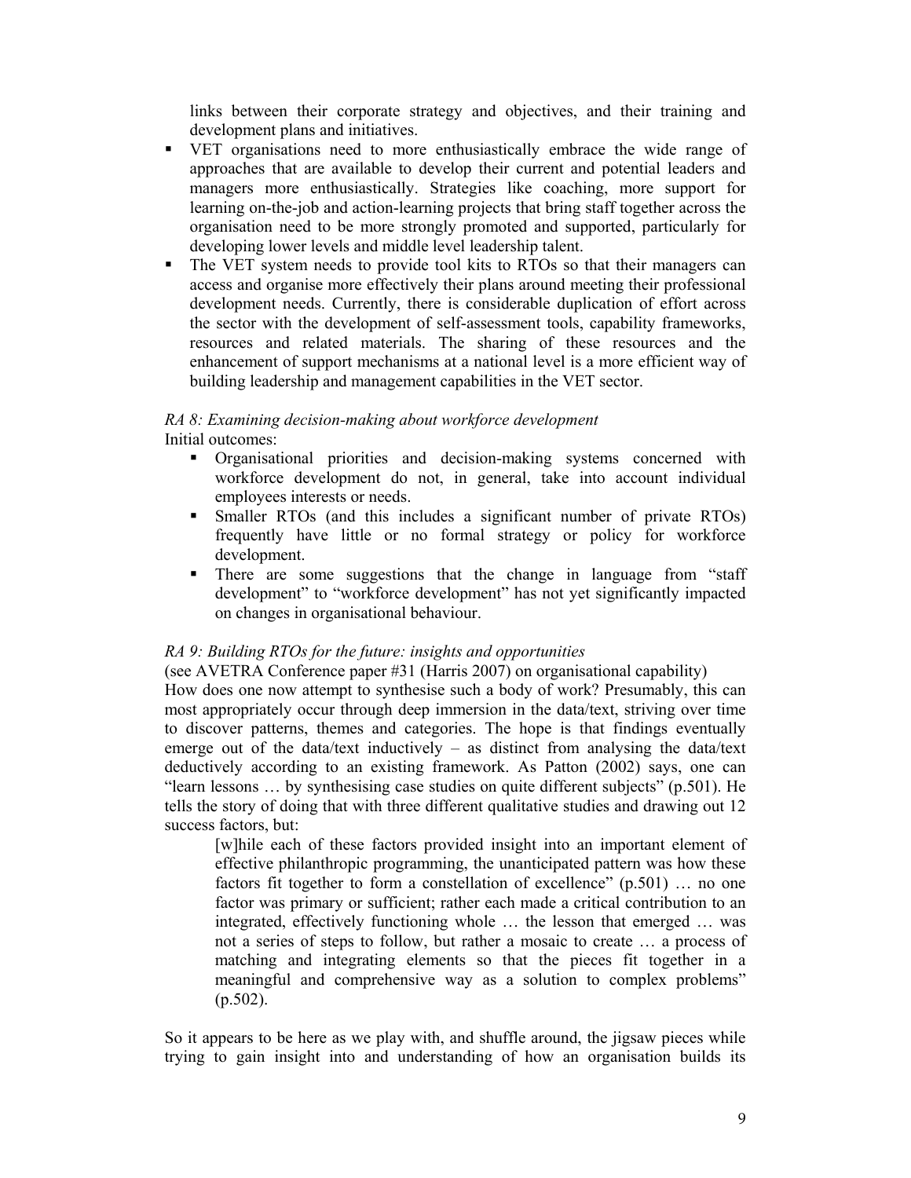links between their corporate strategy and objectives, and their training and development plans and initiatives.

- VET organisations need to more enthusiastically embrace the wide range of approaches that are available to develop their current and potential leaders and managers more enthusiastically. Strategies like coaching, more support for learning on-the-job and action-learning projects that bring staff together across the organisation need to be more strongly promoted and supported, particularly for developing lower levels and middle level leadership talent.
- The VET system needs to provide tool kits to RTOs so that their managers can access and organise more effectively their plans around meeting their professional development needs. Currently, there is considerable duplication of effort across the sector with the development of self-assessment tools, capability frameworks, resources and related materials. The sharing of these resources and the enhancement of support mechanisms at a national level is a more efficient way of building leadership and management capabilities in the VET sector.

*RA 8: Examining decision-making about workforce development*

Initial outcomes:

- Organisational priorities and decision-making systems concerned with workforce development do not, in general, take into account individual employees interests or needs.
- Smaller RTOs (and this includes a significant number of private RTOs) frequently have little or no formal strategy or policy for workforce development.
- There are some suggestions that the change in language from "staff development" to "workforce development" has not yet significantly impacted on changes in organisational behaviour.

*RA 9: Building RTOs for the future: insights and opportunities*

(see AVETRA Conference paper #31 (Harris 2007) on organisational capability)

How does one now attempt to synthesise such a body of work? Presumably, this can most appropriately occur through deep immersion in the data/text, striving over time to discover patterns, themes and categories. The hope is that findings eventually emerge out of the data/text inductively – as distinct from analysing the data/text deductively according to an existing framework. As Patton (2002) says, one can "learn lessons … by synthesising case studies on quite different subjects" (p.501). He tells the story of doing that with three different qualitative studies and drawing out 12 success factors, but:

> [w]hile each of these factors provided insight into an important element of effective philanthropic programming, the unanticipated pattern was how these factors fit together to form a constellation of excellence" (p.501) … no one factor was primary or sufficient; rather each made a critical contribution to an integrated, effectively functioning whole … the lesson that emerged … was not a series of steps to follow, but rather a mosaic to create … a process of matching and integrating elements so that the pieces fit together in a meaningful and comprehensive way as a solution to complex problems" (p.502).

So it appears to be here as we play with, and shuffle around, the jigsaw pieces while trying to gain insight into and understanding of how an organisation builds its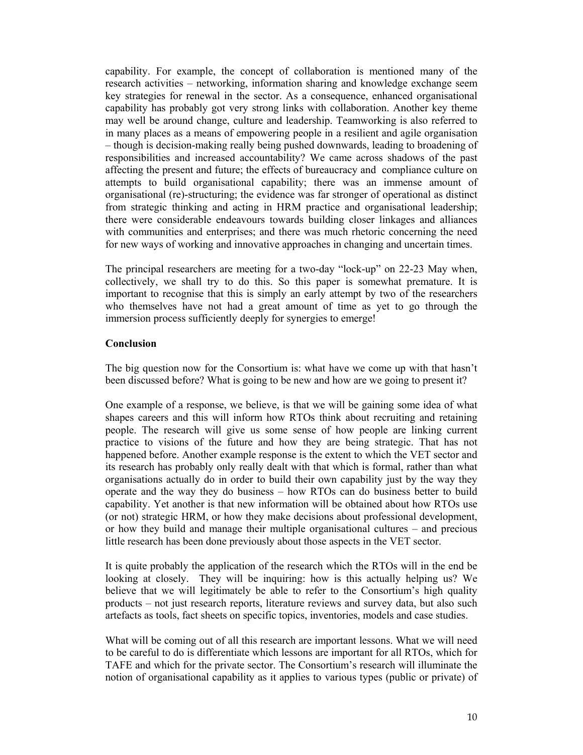capability. For example, the concept of collaboration is mentioned many of the research activities – networking, information sharing and knowledge exchange seem key strategies for renewal in the sector. As a consequence, enhanced organisational capability has probably got very strong links with collaboration. Another key theme may well be around change, culture and leadership. Teamworking is also referred to in many places as a means of empowering people in a resilient and agile organisation – though is decision-making really being pushed downwards, leading to broadening of responsibilities and increased accountability? We came across shadows of the past affecting the present and future; the effects of bureaucracy and compliance culture on attempts to build organisational capability; there was an immense amount of organisational (re)-structuring; the evidence was far stronger of operational as distinct from strategic thinking and acting in HRM practice and organisational leadership; there were considerable endeavours towards building closer linkages and alliances with communities and enterprises; and there was much rhetoric concerning the need for new ways of working and innovative approaches in changing and uncertain times.

The principal researchers are meeting for a two-day "lock-up" on 22-23 May when, collectively, we shall try to do this. So this paper is somewhat premature. It is important to recognise that this is simply an early attempt by two of the researchers who themselves have not had a great amount of time as yet to go through the immersion process sufficiently deeply for synergies to emerge!

**Conclusion**

The big question now for the Consortium is: what have we come up with that hasn't been discussed before? What is going to be new and how are we going to present it?

One example of a response, we believe, is that we will be gaining some idea of what shapes careers and this will inform how RTOs think about recruiting and retaining people. The research will give us some sense of how people are linking current practice to visions of the future and how they are being strategic. That has not happened before. Another example response is the extent to which the VET sector and its research has probably only really dealt with that which is formal, rather than what organisations actually do in order to build their own capability just by the way they operate and the way they do business – how RTOs can do business better to build capability. Yet another is that new information will be obtained about how RTOs use (or not) strategic HRM, or how they make decisions about professional development, or how they build and manage their multiple organisational cultures – and precious little research has been done previously about those aspects in the VET sector.

It is quite probably the application of the research which the RTOs will in the end be looking at closely. They will be inquiring: how is this actually helping us? We believe that we will legitimately be able to refer to the Consortium's high quality products – not just research reports, literature reviews and survey data, but also such artefacts as tools, fact sheets on specific topics, inventories, models and case studies.

What will be coming out of all this research are important lessons. What we will need to be careful to do is differentiate which lessons are important for all RTOs, which for TAFE and which for the private sector. The Consortium's research will illuminate the notion of organisational capability as it applies to various types (public or private) of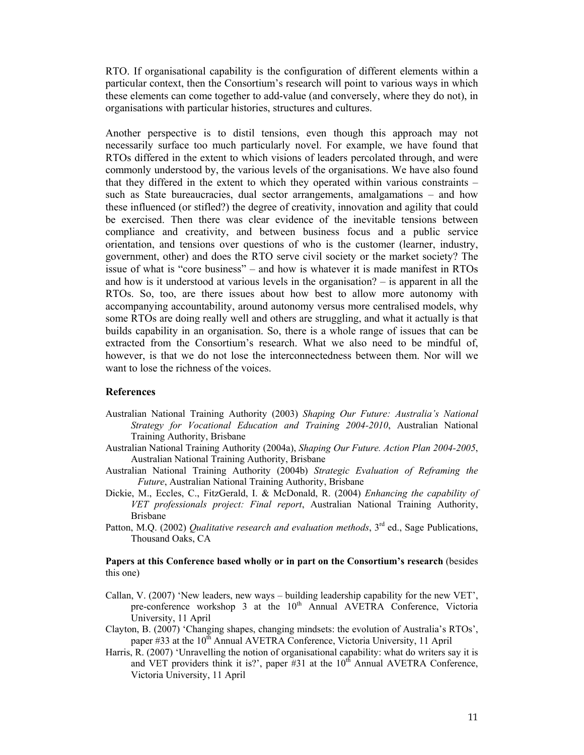RTO. If organisational capability is the configuration of different elements within a particular context, then the Consortium's research will point to various ways in which these elements can come together to add-value (and conversely, where they do not), in organisations with particular histories, structures and cultures.

Another perspective is to distil tensions, even though this approach may not necessarily surface too much particularly novel. For example, we have found that RTOs differed in the extent to which visions of leaders percolated through, and were commonly understood by, the various levels of the organisations. We have also found that they differed in the extent to which they operated within various constraints – such as State bureaucracies, dual sector arrangements, amalgamations – and how these influenced (or stifled?) the degree of creativity, innovation and agility that could be exercised. Then there was clear evidence of the inevitable tensions between compliance and creativity, and between business focus and a public service orientation, and tensions over questions of who is the customer (learner, industry, government, other) and does the RTO serve civil society or the market society? The issue of what is "core business" – and how is whatever it is made manifest in RTOs and how is it understood at various levels in the organisation? – is apparent in all the RTOs. So, too, are there issues about how best to allow more autonomy with accompanying accountability, around autonomy versus more centralised models, why some RTOs are doing really well and others are struggling, and what it actually is that builds capability in an organisation. So, there is a whole range of issues that can be extracted from the Consortium's research. What we also need to be mindful of, however, is that we do not lose the interconnectedness between them. Nor will we want to lose the richness of the voices.

## References

Australian National Training Authority (2003) *Shaping Our Future: Australia's National Strategy for Vocational Education and Training 2004-2010*, Australian National Training Authority, Brisbane

Australian National Training Authority (2004a), *Shaping Our Future. Action Plan 2004-2005*, Australian National Training Authority, Brisbane

Australian National Training Authority (2004b) *Strategic Evaluation of Reframing the Future*, Australian National Training Authority, Brisbane

Dickie, M., Eccles, C., FitzGerald, I. & McDonald, R. (2004) *Enhancing the capability of VET professionals project: Final report*, Australian National Training Authority, Brisbane

Patton, M.Q. (2002) *Qualitative research and evaluation methods*, 3rd ed., Sage Publications, Thousand Oaks, CA

**Papers at this Conference based wholly or in part on the Consortium's research** (besides this one)

Callan, V. (2007) 'New leaders, new ways – building leadership capability for the new VET', pre-conference workshop 3 at the 10th Annual AVETRA Conference, Victoria University, 11 April

Clayton, B. (2007) 'Changing shapes, changing mindsets: the evolution of Australia's RTOs', paper #33 at the 10th Annual AVETRA Conference, Victoria University, 11 April

Harris, R. (2007) 'Unravelling the notion of organisational capability: what do writers say it is and VET providers think it is?', paper #31 at the 10th Annual AVETRA Conference, Victoria University, 11 April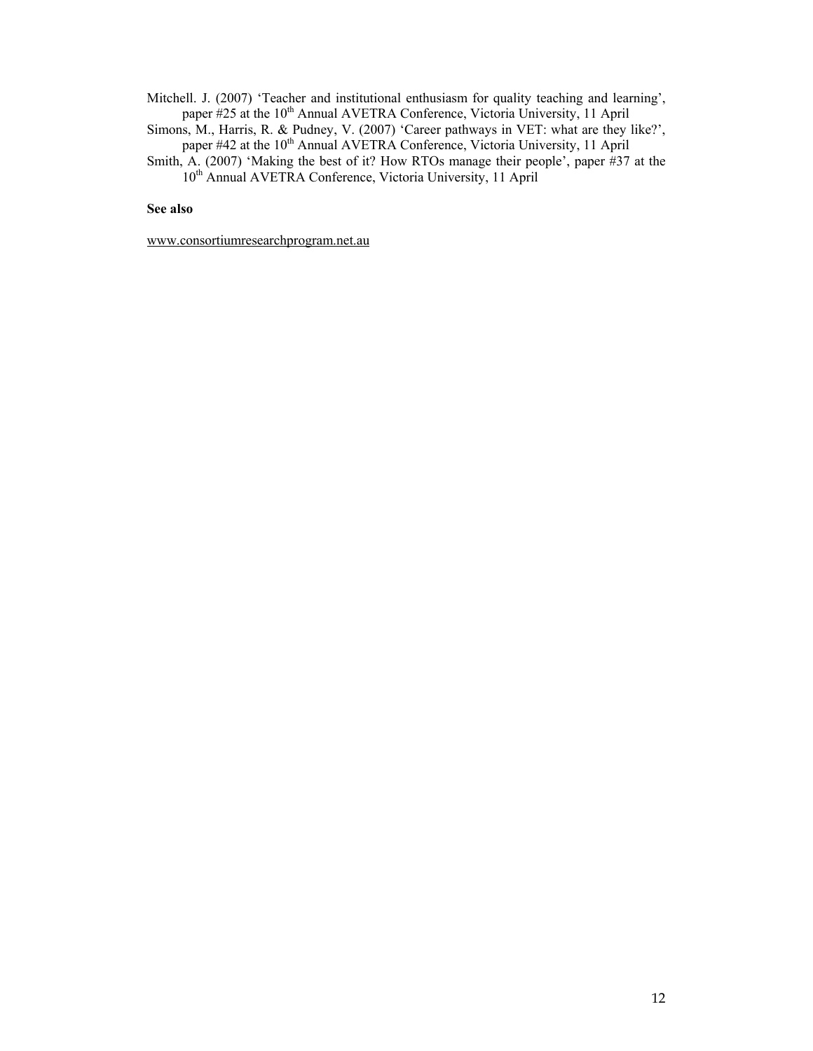Mitchell. J. (2007) 'Teacher and institutional enthusiasm for quality teaching and learning', paper #25 at the 10th Annual AVETRA Conference, Victoria University, 11 April

Simons, M., Harris, R. & Pudney, V. (2007) 'Career pathways in VET: what are they like?', paper #42 at the 10th Annual AVETRA Conference, Victoria University, 11 April

Smith, A. (2007) 'Making the best of it? How RTOs manage their people', paper #37 at the 10th Annual AVETRA Conference, Victoria University, 11 April

**See also**

www.consortiumresearchprogram.net.au